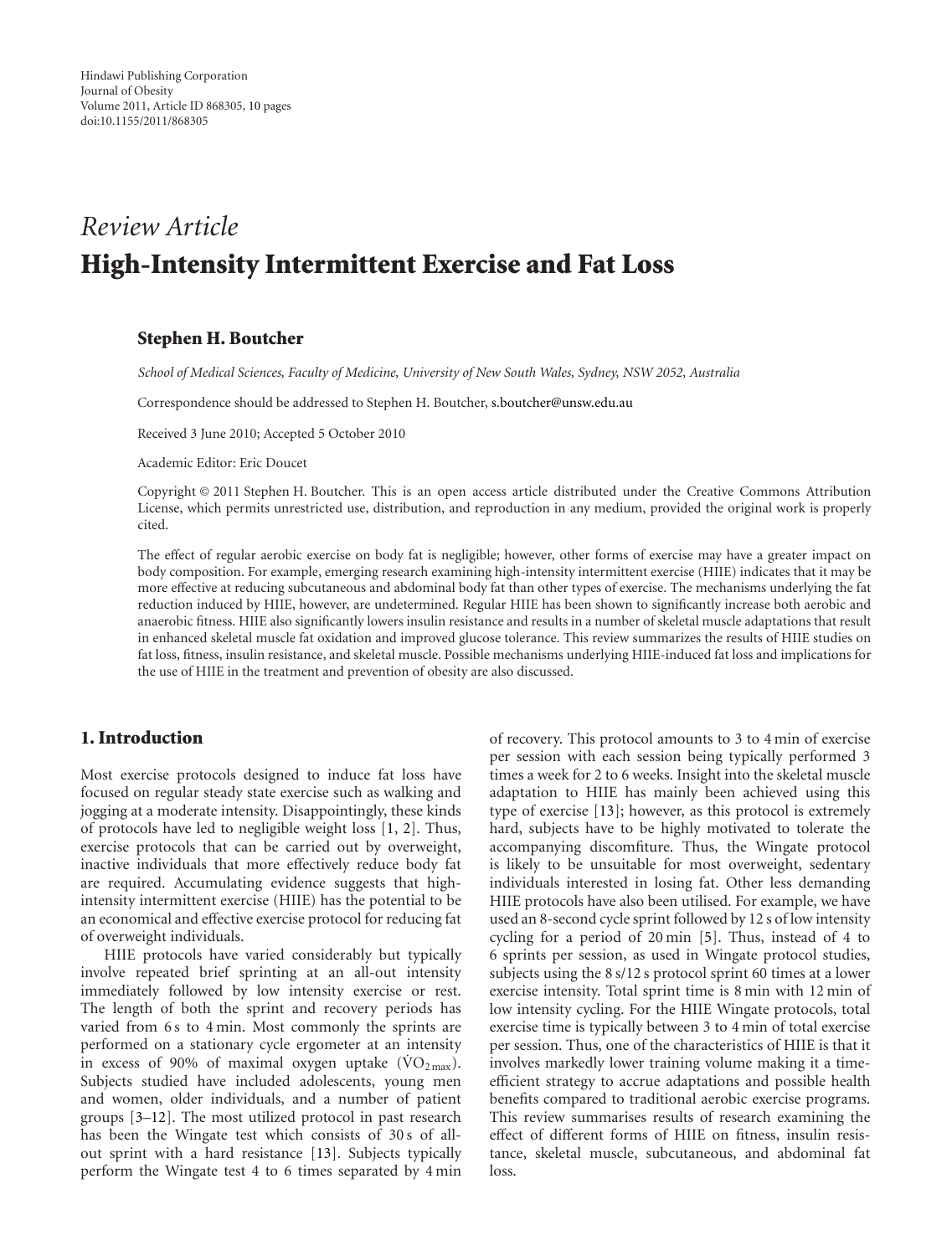*Review Article*

# High-Intensity Intermittent Exercise and Fat Loss

**Stephen H. Boutcher**

*School of Medical Sciences, Faculty of Medicine, University of New South Wales, Sydney, NSW 2052, Australia*

Correspondence should be addressed to Stephen H. Boutcher, s.boutcher@unsw.edu.au

Received 3 June 2010; Accepted 5 October 2010

Academic Editor: Eric Doucet

Copyright © 2011 Stephen H. Boutcher. This is an open access article distributed under the Creative Commons Attribution License, which permits unrestricted use, distribution, and reproduction in any medium, provided the original work is properly cited.

The effect of regular aerobic exercise on body fat is negligible; however, other forms of exercise may have a greater impact on body composition. For example, emerging research examining high-intensity intermittent exercise (HIIE) indicates that it may be more effective at reducing subcutaneous and abdominal body fat than other types of exercise. The mechanisms underlying the fat reduction induced by HIIE, however, are undetermined. Regular HIIE has been shown to significantly increase both aerobic and anaerobic fitness. HIIE also significantly lowers insulin resistance and results in a number of skeletal muscle adaptations that result in enhanced skeletal muscle fat oxidation and improved glucose tolerance. This review summarizes the results of HIIE studies on fat loss, fitness, insulin resistance, and skeletal muscle. Possible mechanisms underlying HIIE-induced fat loss and implications for the use of HIIE in the treatment and prevention of obesity are also discussed.

## 1. Introduction

Most exercise protocols designed to induce fat loss have focused on regular steady state exercise such as walking and jogging at a moderate intensity. Disappointingly, these kinds of protocols have led to negligible weight loss [1, 2]. Thus, exercise protocols that can be carried out by overweight, inactive individuals that more effectively reduce body fat are required. Accumulating evidence suggests that high-intensity intermittent exercise (HIIE) has the potential to be an economical and effective exercise protocol for reducing fat of overweight individuals.

HIIE protocols have varied considerably but typically involve repeated brief sprinting at an all-out intensity immediately followed by low intensity exercise or rest. The length of both the sprint and recovery periods has varied from 6 s to 4 min. Most commonly the sprints are performed on a stationary cycle ergometer at an intensity in excess of 90% of maximal oxygen uptake ($\dot{V}O_{2\,max}$). Subjects studied have included adolescents, young men and women, older individuals, and a number of patient groups [3–12]. The most utilized protocol in past research has been the Wingate test which consists of 30 s of all-out sprint with a hard resistance [13]. Subjects typically perform the Wingate test 4 to 6 times separated by 4 min of recovery. This protocol amounts to 3 to 4 min of exercise per session with each session being typically performed 3 times a week for 2 to 6 weeks. Insight into the skeletal muscle adaptation to HIIE has mainly been achieved using this type of exercise [13]; however, as this protocol is extremely hard, subjects have to be highly motivated to tolerate the accompanying discomfiture. Thus, the Wingate protocol is likely to be unsuitable for most overweight, sedentary individuals interested in losing fat. Other less demanding HIIE protocols have also been utilised. For example, we have used an 8-second cycle sprint followed by 12 s of low intensity cycling for a period of 20 min [5]. Thus, instead of 4 to 6 sprints per session, as used in Wingate protocol studies, subjects using the 8 s/12 s protocol sprint 60 times at a lower exercise intensity. Total sprint time is 8 min with 12 min of low intensity cycling. For the HIIE Wingate protocols, total exercise time is typically between 3 to 4 min of total exercise per session. Thus, one of the characteristics of HIIE is that it involves markedly lower training volume making it a time-efficient strategy to accrue adaptations and possible health benefits compared to traditional aerobic exercise programs. This review summarises results of research examining the effect of different forms of HIIE on fitness, insulin resistance, skeletal muscle, subcutaneous, and abdominal fat loss.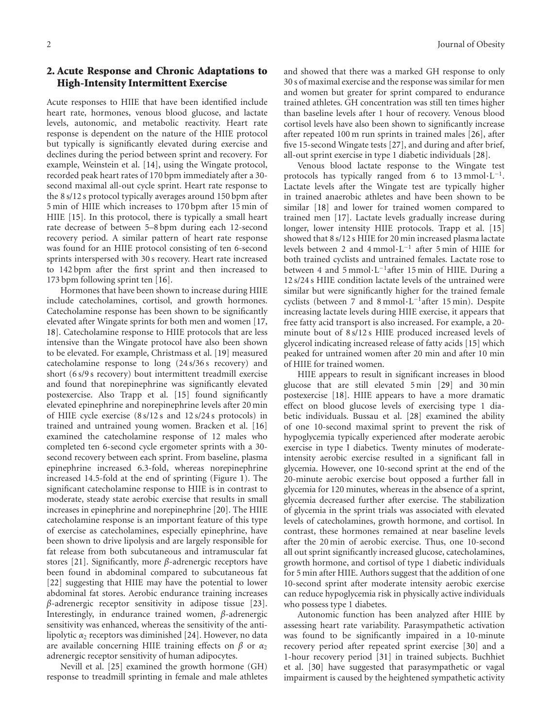## 2. Acute Response and Chronic Adaptations to High-Intensity Intermittent Exercise

Acute responses to HIIE that have been identified include heart rate, hormones, venous blood glucose, and lactate levels, autonomic, and metabolic reactivity. Heart rate response is dependent on the nature of the HIIE protocol but typically is significantly elevated during exercise and declines during the period between sprint and recovery. For example, Weinstein et al. [14], using the Wingate protocol, recorded peak heart rates of 170 bpm immediately after a 30-second maximal all-out cycle sprint. Heart rate response to the 8 s/12 s protocol typically averages around 150 bpm after 5 min of HIIE which increases to 170 bpm after 15 min of HIIE [15]. In this protocol, there is typically a small heart rate decrease of between 5–8 bpm during each 12-second recovery period. A similar pattern of heart rate response was found for an HIIE protocol consisting of ten 6-second sprints interspersed with 30 s recovery. Heart rate increased to 142 bpm after the first sprint and then increased to 173 bpm following sprint ten [16].

Hormones that have been shown to increase during HIIE include catecholamines, cortisol, and growth hormones. Catecholamine response has been shown to be significantly elevated after Wingate sprints for both men and women [17, 18]. Catecholamine response to HIIE protocols that are less intensive than the Wingate protocol have also been shown to be elevated. For example, Christmass et al. [19] measured catecholamine response to long (24 s/36 s recovery) and short (6 s/9 s recovery) bout intermittent treadmill exercise and found that norepinephrine was significantly elevated postexercise. Also Trapp et al. [15] found significantly elevated epinephrine and norepinephrine levels after 20 min of HIIE cycle exercise (8 s/12 s and 12 s/24 s protocols) in trained and untrained young women. Bracken et al. [16] examined the catecholamine response of 12 males who completed ten 6-second cycle ergometer sprints with a 30-second recovery between each sprint. From baseline, plasma epinephrine increased 6.3-fold, whereas norepinephrine increased 14.5-fold at the end of sprinting (Figure 1). The significant catecholamine response to HIIE is in contrast to moderate, steady state aerobic exercise that results in small increases in epinephrine and norepinephrine [20]. The HIIE catecholamine response is an important feature of this type of exercise as catecholamines, especially epinephrine, have been shown to drive lipolysis and are largely responsible for fat release from both subcutaneous and intramuscular fat stores [21]. Significantly, more $\beta$-adrenergic receptors have been found in abdominal compared to subcutaneous fat [22] suggesting that HIIE may have the potential to lower abdominal fat stores. Aerobic endurance training increases $\beta$-adrenergic receptor sensitivity in adipose tissue [23]. Interestingly, in endurance trained women, $\beta$-adrenergic sensitivity was enhanced, whereas the sensitivity of the antilipolytic $\alpha_2$ receptors was diminished [24]. However, no data are available concerning HIIE training effects on $\beta$ or $\alpha_2$ adrenergic receptor sensitivity of human adipocytes.

Nevill et al. [25] examined the growth hormone (GH) response to treadmill sprinting in female and male athletes and showed that there was a marked GH response to only 30 s of maximal exercise and the response was similar for men and women but greater for sprint compared to endurance trained athletes. GH concentration was still ten times higher than baseline levels after 1 hour of recovery. Venous blood cortisol levels have also been shown to significantly increase after repeated 100 m run sprints in trained males [26], after five 15-second Wingate tests [27], and during and after brief, all-out sprint exercise in type 1 diabetic individuals [28].

Venous blood lactate response to the Wingate test protocols has typically ranged from 6 to 13 $\text{mmol}\cdot\text{L}^{-1}$. Lactate levels after the Wingate test are typically higher in trained anaerobic athletes and have been shown to be similar [18] and lower for trained women compared to trained men [17]. Lactate levels gradually increase during longer, lower intensity HIIE protocols. Trapp et al. [15] showed that 8 s/12 s HIIE for 20 min increased plasma lactate levels between 2 and 4 $\text{mmol}\cdot\text{L}^{-1}$ after 5 min of HIIE for both trained cyclists and untrained females. Lactate rose to between 4 and 5 $\text{mmol}\cdot\text{L}^{-1}$after 15 min of HIIE. During a 12 s/24 s HIIE condition lactate levels of the untrained were similar but were significantly higher for the trained female cyclists (between 7 and 8 $\text{mmol}\cdot\text{L}^{-1}$after 15 min). Despite increasing lactate levels during HIIE exercise, it appears that free fatty acid transport is also increased. For example, a 20-minute bout of 8 s/12 s HIIE produced increased levels of glycerol indicating increased release of fatty acids [15] which peaked for untrained women after 20 min and after 10 min of HIIE for trained women.

HIIE appears to result in significant increases in blood glucose that are still elevated 5 min [29] and 30 min postexercise [18]. HIIE appears to have a more dramatic effect on blood glucose levels of exercising type 1 diabetic individuals. Bussau et al. [28] examined the ability of one 10-second maximal sprint to prevent the risk of hypoglycemia typically experienced after moderate aerobic exercise in type I diabetics. Twenty minutes of moderate-intensity aerobic exercise resulted in a significant fall in glycemia. However, one 10-second sprint at the end of the 20-minute aerobic exercise bout opposed a further fall in glycemia for 120 minutes, whereas in the absence of a sprint, glycemia decreased further after exercise. The stabilization of glycemia in the sprint trials was associated with elevated levels of catecholamines, growth hormone, and cortisol. In contrast, these hormones remained at near baseline levels after the 20 min of aerobic exercise. Thus, one 10-second all out sprint significantly increased glucose, catecholamines, growth hormone, and cortisol of type 1 diabetic individuals for 5 min after HIIE. Authors suggest that the addition of one 10-second sprint after moderate intensity aerobic exercise can reduce hypoglycemia risk in physically active individuals who possess type 1 diabetes.

Autonomic function has been analyzed after HIIE by assessing heart rate variability. Parasympathetic activation was found to be significantly impaired in a 10-minute recovery period after repeated sprint exercise [30] and a 1-hour recovery period [31] in trained subjects. Buchhiet et al. [30] have suggested that parasympathetic or vagal impairment is caused by the heightened sympathetic activity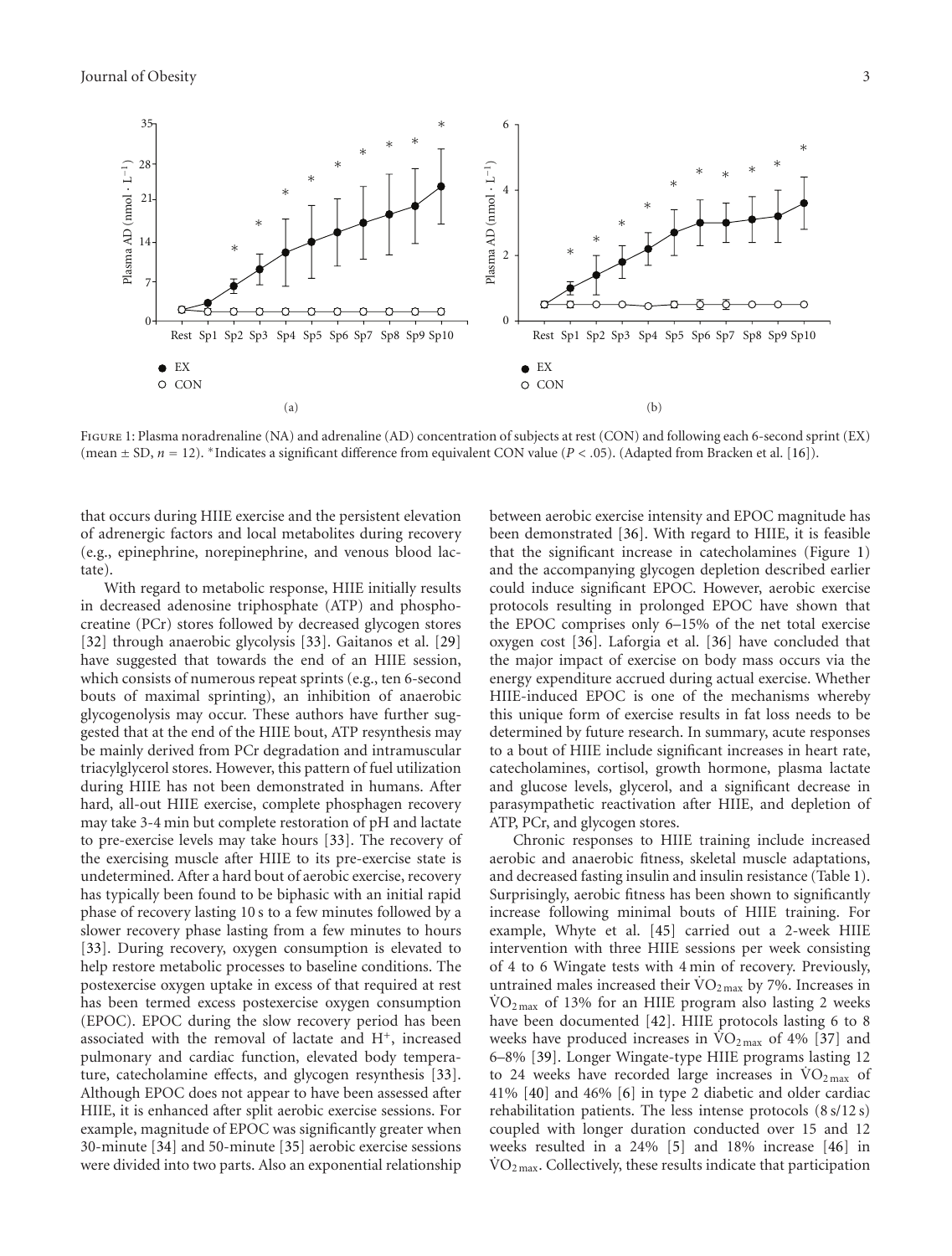Figure 1: Plasma noradrenaline (NA) and adrenaline (AD) concentration of subjects at rest (CON) and following each 6-second sprint (EX) (mean ± SD, $n = 12$). *Indicates a significant difference from equivalent CON value ($P < .05$). (Adapted from Bracken et al. [16]).

that occurs during HIIE exercise and the persistent elevation of adrenergic factors and local metabolites during recovery (e.g., epinephrine, norepinephrine, and venous blood lactate).

With regard to metabolic response, HIIE initially results in decreased adenosine triphosphate (ATP) and phosphocreatine (PCr) stores followed by decreased glycogen stores [32] through anaerobic glycolysis [33]. Gaitanos et al. [29] have suggested that towards the end of an HIIE session, which consists of numerous repeat sprints (e.g., ten 6-second bouts of maximal sprinting), an inhibition of anaerobic glycogenolysis may occur. These authors have further suggested that at the end of the HIIE bout, ATP resynthesis may be mainly derived from PCr degradation and intramuscular triacylglycerol stores. However, this pattern of fuel utilization during HIIE has not been demonstrated in humans. After hard, all-out HIIE exercise, complete phosphagen recovery may take 3-4 min but complete restoration of pH and lactate to pre-exercise levels may take hours [33]. The recovery of the exercising muscle after HIIE to its pre-exercise state is undetermined. After a hard bout of aerobic exercise, recovery has typically been found to be biphasic with an initial rapid phase of recovery lasting 10 s to a few minutes followed by a slower recovery phase lasting from a few minutes to hours [33]. During recovery, oxygen consumption is elevated to help restore metabolic processes to baseline conditions. The postexercise oxygen uptake in excess of that required at rest has been termed excess postexercise oxygen consumption (EPOC). EPOC during the slow recovery period has been associated with the removal of lactate and $H^+$, increased pulmonary and cardiac function, elevated body temperature, catecholamine effects, and glycogen resynthesis [33]. Although EPOC does not appear to have been assessed after HIIE, it is enhanced after split aerobic exercise sessions. For example, magnitude of EPOC was significantly greater when 30-minute [34] and 50-minute [35] aerobic exercise sessions were divided into two parts. Also an exponential relationship between aerobic exercise intensity and EPOC magnitude has been demonstrated [36]. With regard to HIIE, it is feasible that the significant increase in catecholamines (Figure 1) and the accompanying glycogen depletion described earlier could induce significant EPOC. However, aerobic exercise protocols resulting in prolonged EPOC have shown that the EPOC comprises only 6–15% of the net total exercise oxygen cost [36]. Laforgia et al. [36] have concluded that the major impact of exercise on body mass occurs via the energy expenditure accrued during actual exercise. Whether HIIE-induced EPOC is one of the mechanisms whereby this unique form of exercise results in fat loss needs to be determined by future research. In summary, acute responses to a bout of HIIE include significant increases in heart rate, catecholamines, cortisol, growth hormone, plasma lactate and glucose levels, glycerol, and a significant decrease in parasympathetic reactivation after HIIE, and depletion of ATP, PCr, and glycogen stores.

Chronic responses to HIIE training include increased aerobic and anaerobic fitness, skeletal muscle adaptations, and decreased fasting insulin and insulin resistance (Table 1). Surprisingly, aerobic fitness has been shown to significantly increase following minimal bouts of HIIE training. For example, Whyte et al. [45] carried out a 2-week HIIE intervention with three HIIE sessions per week consisting of 4 to 6 Wingate tests with 4 min of recovery. Previously, untrained males increased their $\dot{V}O_{2\,max}$ by 7%. Increases in $\dot{V}O_{2\,max}$ of 13% for an HIIE program also lasting 2 weeks have been documented [42]. HIIE protocols lasting 6 to 8 weeks have produced increases in $\dot{V}O_{2\,max}$ of 4% [37] and 6–8% [39]. Longer Wingate-type HIIE programs lasting 12 to 24 weeks have recorded large increases in $\dot{V}O_{2\,max}$ of 41% [40] and 46% [6] in type 2 diabetic and older cardiac rehabilitation patients. The less intense protocols (8 s/12 s) coupled with longer duration conducted over 15 and 12 weeks resulted in a 24% [5] and 18% increase [46] in $\dot{V}O_{2\,max}$. Collectively, these results indicate that participation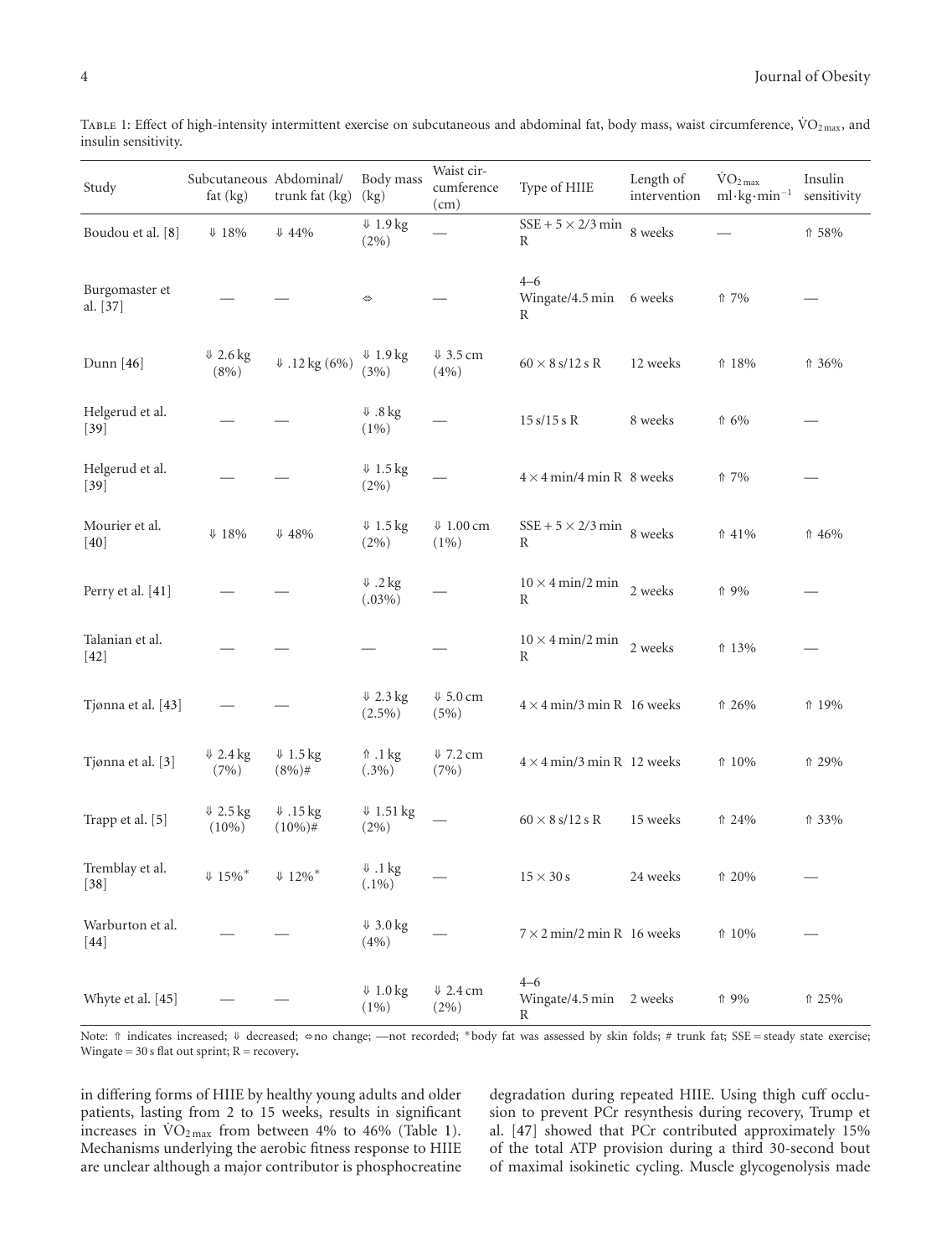Table 1: Effect of high-intensity intermittent exercise on subcutaneous and abdominal fat, body mass, waist circumference, $\dot{V}O_{2\max}$, and insulin sensitivity.

| Study | Subcutaneous fat (kg) | Abdominal/ trunk fat (kg) | Body mass (kg) | Waist circumference (cm) | Type of HIIE | Length of intervention | $\dot{V}O_{2\max}$ $ml{\cdot}kg{\cdot}min^{-1}$ | Insulin sensitivity |
|---|---|---|---|---|---|---|---|---|
| Boudou et al. [8] | ⇓ 18% | ⇓ 44% | ⇓ 1.9 kg (2%) | — | SSE + 5 × 2/3 min R | 8 weeks | — | ⇑ 58% |
| Burgomaster et al. [37] | — | — | ⇔ | — | 4–6 Wingate/4.5 min R | 6 weeks | ⇑ 7% | — |
| Dunn [46] | ⇓ 2.6 kg (8%) | ⇓ .12 kg (6%) | ⇓ 1.9 kg (3%) | ⇓ 3.5 cm (4%) | 60 × 8 s/12 s R | 12 weeks | ⇑ 18% | ⇑ 36% |
| Helgerud et al. [39] | — | — | ⇓ .8 kg (1%) | — | 15 s/15 s R | 8 weeks | ⇑ 6% | — |
| Helgerud et al. [39] | — | — | ⇓ 1.5 kg (2%) | — | 4 × 4 min/4 min R | 8 weeks | ⇑ 7% | — |
| Mourier et al. [40] | ⇓ 18% | ⇓ 48% | ⇓ 1.5 kg (2%) | ⇓ 1.00 cm (1%) | SSE + 5 × 2/3 min R | 8 weeks | ⇑ 41% | ⇑ 46% |
| Perry et al. [41] | — | — | ⇓ .2 kg (.03%) | — | 10 × 4 min/2 min R | 2 weeks | ⇑ 9% | — |
| Talanian et al. [42] | — | — | — | — | 10 × 4 min/2 min R | 2 weeks | ⇑ 13% | — |
| Tjønna et al. [43] | — | — | ⇓ 2.3 kg (2.5%) | ⇓ 5.0 cm (5%) | 4 × 4 min/3 min R | 16 weeks | ⇑ 26% | ⇑ 19% |
| Tjønna et al. [3] | ⇓ 2.4 kg (7%) | ⇓ 1.5 kg (8%)# | ⇑ .1 kg (.3%) | ⇓ 7.2 cm (7%) | 4 × 4 min/3 min R | 12 weeks | ⇑ 10% | ⇑ 29% |
| Trapp et al. [5] | ⇓ 2.5 kg (10%) | ⇓ .15 kg (10%)# | ⇓ 1.51 kg (2%) | — | 60 × 8 s/12 s R | 15 weeks | ⇑ 24% | ⇑ 33% |
| Tremblay et al. [38] | ⇓ 15%* | ⇓ 12%* | ⇓ .1 kg (.1%) | — | 15 × 30 s | 24 weeks | ⇑ 20% | — |
| Warburton et al. [44] | — | — | ⇓ 3.0 kg (4%) | — | 7 × 2 min/2 min R | 16 weeks | ⇑ 10% | — |
| Whyte et al. [45] | — | — | ⇓ 1.0 kg (1%) | ⇓ 2.4 cm (2%) | 4–6 Wingate/4.5 min R | 2 weeks | ⇑ 9% | ⇑ 25% |

Note: ⇑ indicates increased; ⇓ decreased; ⇔ no change; —not recorded; *body fat was assessed by skin folds; # trunk fat; SSE = steady state exercise; Wingate = 30 s flat out sprint; R = recovery.

in differing forms of HIIE by healthy young adults and older patients, lasting from 2 to 15 weeks, results in significant increases in $\dot{V}O_{2\max}$ from between 4% to 46% (Table 1). Mechanisms underlying the aerobic fitness response to HIIE are unclear although a major contributor is phosphocreatine degradation during repeated HIIE. Using thigh cuff occlusion to prevent PCr resynthesis during recovery, Trump et al. [47] showed that PCr contributed approximately 15% of the total ATP provision during a third 30-second bout of maximal isokinetic cycling. Muscle glycogenolysis made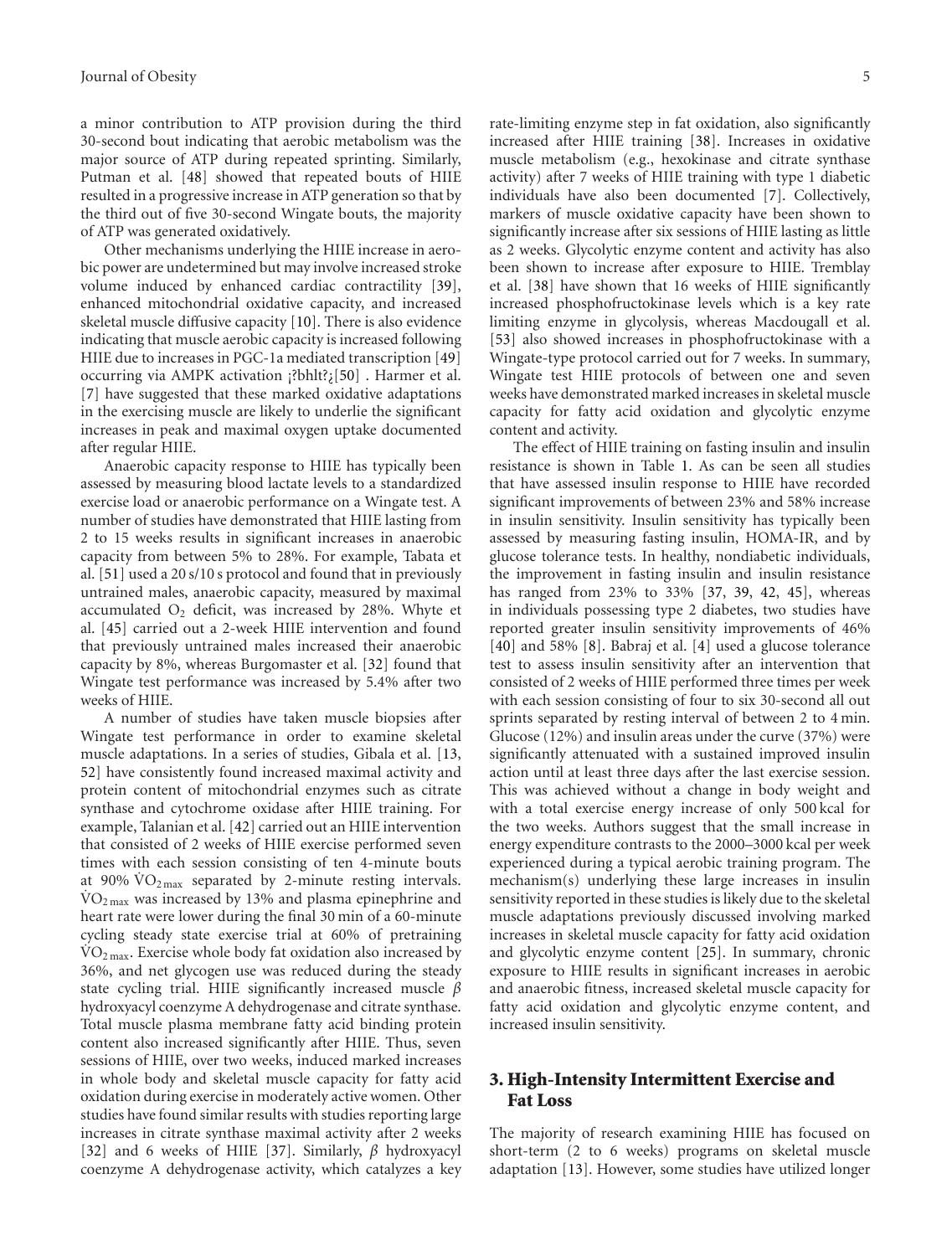a minor contribution to ATP provision during the third 30-second bout indicating that aerobic metabolism was the major source of ATP during repeated sprinting. Similarly, Putman et al. [48] showed that repeated bouts of HIIE resulted in a progressive increase in ATP generation so that by the third out of five 30-second Wingate bouts, the majority of ATP was generated oxidatively.

Other mechanisms underlying the HIIE increase in aerobic power are undetermined but may involve increased stroke volume induced by enhanced cardiac contractility [39], enhanced mitochondrial oxidative capacity, and increased skeletal muscle diffusive capacity [10]. There is also evidence indicating that muscle aerobic capacity is increased following HIIE due to increases in PGC-1a mediated transcription [49] occurring via AMPK activation ¡?bhlt?¿[50] . Harmer et al. [7] have suggested that these marked oxidative adaptations in the exercising muscle are likely to underlie the significant increases in peak and maximal oxygen uptake documented after regular HIIE.

Anaerobic capacity response to HIIE has typically been assessed by measuring blood lactate levels to a standardized exercise load or anaerobic performance on a Wingate test. A number of studies have demonstrated that HIIE lasting from 2 to 15 weeks results in significant increases in anaerobic capacity from between 5% to 28%. For example, Tabata et al. [51] used a 20 s/10 s protocol and found that in previously untrained males, anaerobic capacity, measured by maximal accumulated $O_2$ deficit, was increased by 28%. Whyte et al. [45] carried out a 2-week HIIE intervention and found that previously untrained males increased their anaerobic capacity by 8%, whereas Burgomaster et al. [32] found that Wingate test performance was increased by 5.4% after two weeks of HIIE.

A number of studies have taken muscle biopsies after Wingate test performance in order to examine skeletal muscle adaptations. In a series of studies, Gibala et al. [13, 52] have consistently found increased maximal activity and protein content of mitochondrial enzymes such as citrate synthase and cytochrome oxidase after HIIE training. For example, Talanian et al. [42] carried out an HIIE intervention that consisted of 2 weeks of HIIE exercise performed seven times with each session consisting of ten 4-minute bouts at 90% $\dot{V}O_{2\,max}$ separated by 2-minute resting intervals. $\dot{V}O_{2\,max}$ was increased by 13% and plasma epinephrine and heart rate were lower during the final 30 min of a 60-minute cycling steady state exercise trial at 60% of pretraining $\dot{V}O_{2\,max}$. Exercise whole body fat oxidation also increased by 36%, and net glycogen use was reduced during the steady state cycling trial. HIIE significantly increased muscle $\beta$ hydroxyacyl coenzyme A dehydrogenase and citrate synthase. Total muscle plasma membrane fatty acid binding protein content also increased significantly after HIIE. Thus, seven sessions of HIIE, over two weeks, induced marked increases in whole body and skeletal muscle capacity for fatty acid oxidation during exercise in moderately active women. Other studies have found similar results with studies reporting large increases in citrate synthase maximal activity after 2 weeks [32] and 6 weeks of HIIE [37]. Similarly, $\beta$ hydroxyacyl coenzyme A dehydrogenase activity, which catalyzes a key rate-limiting enzyme step in fat oxidation, also significantly increased after HIIE training [38]. Increases in oxidative muscle metabolism (e.g., hexokinase and citrate synthase activity) after 7 weeks of HIIE training with type 1 diabetic individuals have also been documented [7]. Collectively, markers of muscle oxidative capacity have been shown to significantly increase after six sessions of HIIE lasting as little as 2 weeks. Glycolytic enzyme content and activity has also been shown to increase after exposure to HIIE. Tremblay et al. [38] have shown that 16 weeks of HIIE significantly increased phosphofructokinase levels which is a key rate limiting enzyme in glycolysis, whereas Macdougall et al. [53] also showed increases in phosphofructokinase with a Wingate-type protocol carried out for 7 weeks. In summary, Wingate test HIIE protocols of between one and seven weeks have demonstrated marked increases in skeletal muscle capacity for fatty acid oxidation and glycolytic enzyme content and activity.

The effect of HIIE training on fasting insulin and insulin resistance is shown in Table 1. As can be seen all studies that have assessed insulin response to HIIE have recorded significant improvements of between 23% and 58% increase in insulin sensitivity. Insulin sensitivity has typically been assessed by measuring fasting insulin, HOMA-IR, and by glucose tolerance tests. In healthy, nondiabetic individuals, the improvement in fasting insulin and insulin resistance has ranged from 23% to 33% [37, 39, 42, 45], whereas in individuals possessing type 2 diabetes, two studies have reported greater insulin sensitivity improvements of 46% [40] and 58% [8]. Babraj et al. [4] used a glucose tolerance test to assess insulin sensitivity after an intervention that consisted of 2 weeks of HIIE performed three times per week with each session consisting of four to six 30-second all out sprints separated by resting interval of between 2 to 4 min. Glucose (12%) and insulin areas under the curve (37%) were significantly attenuated with a sustained improved insulin action until at least three days after the last exercise session. This was achieved without a change in body weight and with a total exercise energy increase of only 500 kcal for the two weeks. Authors suggest that the small increase in energy expenditure contrasts to the 2000–3000 kcal per week experienced during a typical aerobic training program. The mechanism(s) underlying these large increases in insulin sensitivity reported in these studies is likely due to the skeletal muscle adaptations previously discussed involving marked increases in skeletal muscle capacity for fatty acid oxidation and glycolytic enzyme content [25]. In summary, chronic exposure to HIIE results in significant increases in aerobic and anaerobic fitness, increased skeletal muscle capacity for fatty acid oxidation and glycolytic enzyme content, and increased insulin sensitivity.

## 3. High-Intensity Intermittent Exercise and Fat Loss

The majority of research examining HIIE has focused on short-term (2 to 6 weeks) programs on skeletal muscle adaptation [13]. However, some studies have utilized longer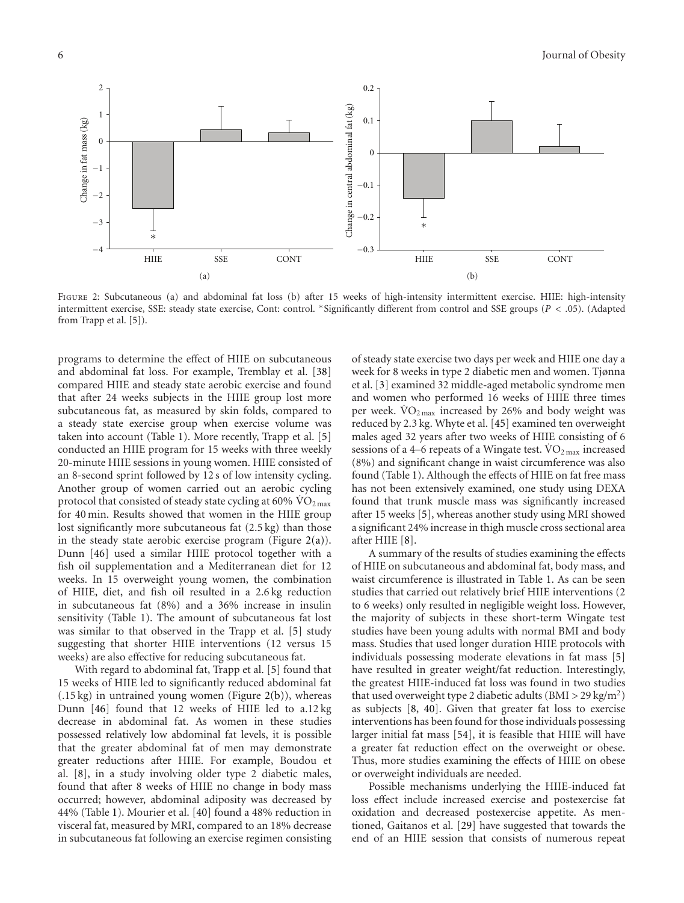Figure 2: Subcutaneous (a) and abdominal fat loss (b) after 15 weeks of high-intensity intermittent exercise. HIIE: high-intensity intermittent exercise, SSE: steady state exercise, Cont: control. *Significantly different from control and SSE groups ($P < .05$). (Adapted from Trapp et al. [5]).

programs to determine the effect of HIIE on subcutaneous and abdominal fat loss. For example, Tremblay et al. [38] compared HIIE and steady state aerobic exercise and found that after 24 weeks subjects in the HIIE group lost more subcutaneous fat, as measured by skin folds, compared to a steady state exercise group when exercise volume was taken into account (Table 1). More recently, Trapp et al. [5] conducted an HIIE program for 15 weeks with three weekly 20-minute HIIE sessions in young women. HIIE consisted of an 8-second sprint followed by 12 s of low intensity cycling. Another group of women carried out an aerobic cycling protocol that consisted of steady state cycling at 60% $\dot{V}O_{2\,max}$ for 40 min. Results showed that women in the HIIE group lost significantly more subcutaneous fat (2.5 kg) than those in the steady state aerobic exercise program (Figure 2(a)). Dunn [46] used a similar HIIE protocol together with a fish oil supplementation and a Mediterranean diet for 12 weeks. In 15 overweight young women, the combination of HIIE, diet, and fish oil resulted in a 2.6 kg reduction in subcutaneous fat (8%) and a 36% increase in insulin sensitivity (Table 1). The amount of subcutaneous fat lost was similar to that observed in the Trapp et al. [5] study suggesting that shorter HIIE interventions (12 versus 15 weeks) are also effective for reducing subcutaneous fat.

With regard to abdominal fat, Trapp et al. [5] found that 15 weeks of HIIE led to significantly reduced abdominal fat (.15 kg) in untrained young women (Figure 2(b)), whereas Dunn [46] found that 12 weeks of HIIE led to a.12 kg decrease in abdominal fat. As women in these studies possessed relatively low abdominal fat levels, it is possible that the greater abdominal fat of men may demonstrate greater reductions after HIIE. For example, Boudou et al. [8], in a study involving older type 2 diabetic males, found that after 8 weeks of HIIE no change in body mass occurred; however, abdominal adiposity was decreased by 44% (Table 1). Mourier et al. [40] found a 48% reduction in visceral fat, measured by MRI, compared to an 18% decrease in subcutaneous fat following an exercise regimen consisting of steady state exercise two days per week and HIIE one day a week for 8 weeks in type 2 diabetic men and women. Tjønna et al. [3] examined 32 middle-aged metabolic syndrome men and women who performed 16 weeks of HIIE three times per week. $\dot{V}O_{2\,max}$ increased by 26% and body weight was reduced by 2.3 kg. Whyte et al. [45] examined ten overweight males aged 32 years after two weeks of HIIE consisting of 6 sessions of a 4–6 repeats of a Wingate test. $\dot{V}O_{2\,max}$ increased (8%) and significant change in waist circumference was also found (Table 1). Although the effects of HIIE on fat free mass has not been extensively examined, one study using DEXA found that trunk muscle mass was significantly increased after 15 weeks [5], whereas another study using MRI showed a significant 24% increase in thigh muscle cross sectional area after HIIE [8].

A summary of the results of studies examining the effects of HIIE on subcutaneous and abdominal fat, body mass, and waist circumference is illustrated in Table 1. As can be seen studies that carried out relatively brief HIIE interventions (2 to 6 weeks) only resulted in negligible weight loss. However, the majority of subjects in these short-term Wingate test studies have been young adults with normal BMI and body mass. Studies that used longer duration HIIE protocols with individuals possessing moderate elevations in fat mass [5] have resulted in greater weight/fat reduction. Interestingly, the greatest HIIE-induced fat loss was found in two studies that used overweight type 2 diabetic adults ($\text{BMI} > 29\,\text{kg/m}^2$) as subjects [8, 40]. Given that greater fat loss to exercise interventions has been found for those individuals possessing larger initial fat mass [54], it is feasible that HIIE will have a greater fat reduction effect on the overweight or obese. Thus, more studies examining the effects of HIIE on obese or overweight individuals are needed.

Possible mechanisms underlying the HIIE-induced fat loss effect include increased exercise and postexercise fat oxidation and decreased postexercise appetite. As mentioned, Gaitanos et al. [29] have suggested that towards the end of an HIIE session that consists of numerous repeat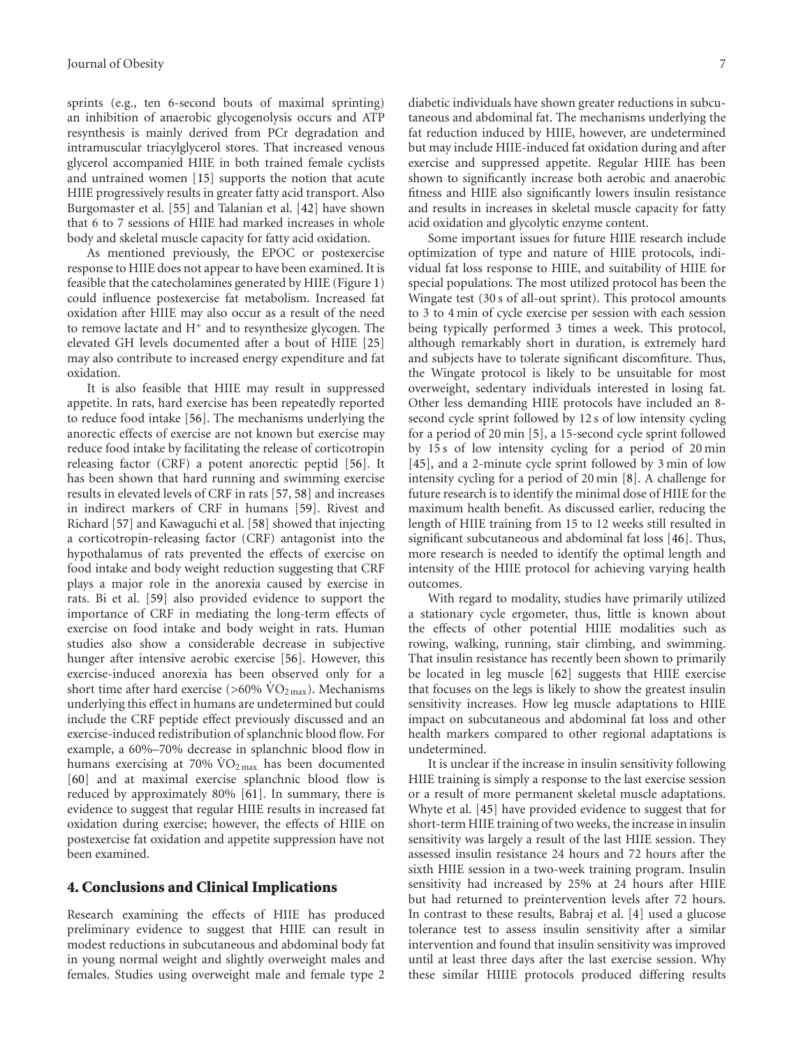sprints (e.g., ten 6-second bouts of maximal sprinting) an inhibition of anaerobic glycogenolysis occurs and ATP resynthesis is mainly derived from PCr degradation and intramuscular triacylglycerol stores. That increased venous glycerol accompanied HIIE in both trained female cyclists and untrained women [15] supports the notion that acute HIIE progressively results in greater fatty acid transport. Also Burgomaster et al. [55] and Talanian et al. [42] have shown that 6 to 7 sessions of HIIE had marked increases in whole body and skeletal muscle capacity for fatty acid oxidation.

As mentioned previously, the EPOC or postexercise response to HIIE does not appear to have been examined. It is feasible that the catecholamines generated by HIIE (Figure 1) could influence postexercise fat metabolism. Increased fat oxidation after HIIE may also occur as a result of the need to remove lactate and $H^+$ and to resynthesize glycogen. The elevated GH levels documented after a bout of HIIE [25] may also contribute to increased energy expenditure and fat oxidation.

It is also feasible that HIIE may result in suppressed appetite. In rats, hard exercise has been repeatedly reported to reduce food intake [56]. The mechanisms underlying the anorectic effects of exercise are not known but exercise may reduce food intake by facilitating the release of corticotropin releasing factor (CRF) a potent anorectic peptid [56]. It has been shown that hard running and swimming exercise results in elevated levels of CRF in rats [57, 58] and increases in indirect markers of CRF in humans [59]. Rivest and Richard [57] and Kawaguchi et al. [58] showed that injecting a corticotropin-releasing factor (CRF) antagonist into the hypothalamus of rats prevented the effects of exercise on food intake and body weight reduction suggesting that CRF plays a major role in the anorexia caused by exercise in rats. Bi et al. [59] also provided evidence to support the importance of CRF in mediating the long-term effects of exercise on food intake and body weight in rats. Human studies also show a considerable decrease in subjective hunger after intensive aerobic exercise [56]. However, this exercise-induced anorexia has been observed only for a short time after hard exercise (>60% $\dot{V}O_{2\,max}$). Mechanisms underlying this effect in humans are undetermined but could include the CRF peptide effect previously discussed and an exercise-induced redistribution of splanchnic blood flow. For example, a 60%–70% decrease in splanchnic blood flow in humans exercising at 70% $\dot{V}O_{2\,max}$ has been documented [60] and at maximal exercise splanchnic blood flow is reduced by approximately 80% [61]. In summary, there is evidence to suggest that regular HIIE results in increased fat oxidation during exercise; however, the effects of HIIE on postexercise fat oxidation and appetite suppression have not been examined.

## 4. Conclusions and Clinical Implications

Research examining the effects of HIIE has produced preliminary evidence to suggest that HIIE can result in modest reductions in subcutaneous and abdominal body fat in young normal weight and slightly overweight males and females. Studies using overweight male and female type 2 diabetic individuals have shown greater reductions in subcutaneous and abdominal fat. The mechanisms underlying the fat reduction induced by HIIE, however, are undetermined but may include HIIE-induced fat oxidation during and after exercise and suppressed appetite. Regular HIIE has been shown to significantly increase both aerobic and anaerobic fitness and HIIE also significantly lowers insulin resistance and results in increases in skeletal muscle capacity for fatty acid oxidation and glycolytic enzyme content.

Some important issues for future HIIE research include optimization of type and nature of HIIE protocols, individual fat loss response to HIIE, and suitability of HIIE for special populations. The most utilized protocol has been the Wingate test (30 s of all-out sprint). This protocol amounts to 3 to 4 min of cycle exercise per session with each session being typically performed 3 times a week. This protocol, although remarkably short in duration, is extremely hard and subjects have to tolerate significant discomfiture. Thus, the Wingate protocol is likely to be unsuitable for most overweight, sedentary individuals interested in losing fat. Other less demanding HIIE protocols have included an 8-second cycle sprint followed by 12 s of low intensity cycling for a period of 20 min [5], a 15-second cycle sprint followed by 15 s of low intensity cycling for a period of 20 min [45], and a 2-minute cycle sprint followed by 3 min of low intensity cycling for a period of 20 min [8]. A challenge for future research is to identify the minimal dose of HIIE for the maximum health benefit. As discussed earlier, reducing the length of HIIE training from 15 to 12 weeks still resulted in significant subcutaneous and abdominal fat loss [46]. Thus, more research is needed to identify the optimal length and intensity of the HIIE protocol for achieving varying health outcomes.

With regard to modality, studies have primarily utilized a stationary cycle ergometer, thus, little is known about the effects of other potential HIIE modalities such as rowing, walking, running, stair climbing, and swimming. That insulin resistance has recently been shown to primarily be located in leg muscle [62] suggests that HIIE exercise that focuses on the legs is likely to show the greatest insulin sensitivity increases. How leg muscle adaptations to HIIE impact on subcutaneous and abdominal fat loss and other health markers compared to other regional adaptations is undetermined.

It is unclear if the increase in insulin sensitivity following HIIE training is simply a response to the last exercise session or a result of more permanent skeletal muscle adaptations. Whyte et al. [45] have provided evidence to suggest that for short-term HIIE training of two weeks, the increase in insulin sensitivity was largely a result of the last HIIE session. They assessed insulin resistance 24 hours and 72 hours after the sixth HIIE session in a two-week training program. Insulin sensitivity had increased by 25% at 24 hours after HIIE but had returned to preintervention levels after 72 hours. In contrast to these results, Babraj et al. [4] used a glucose tolerance test to assess insulin sensitivity after a similar intervention and found that insulin sensitivity was improved until at least three days after the last exercise session. Why these similar HIIIE protocols produced differing results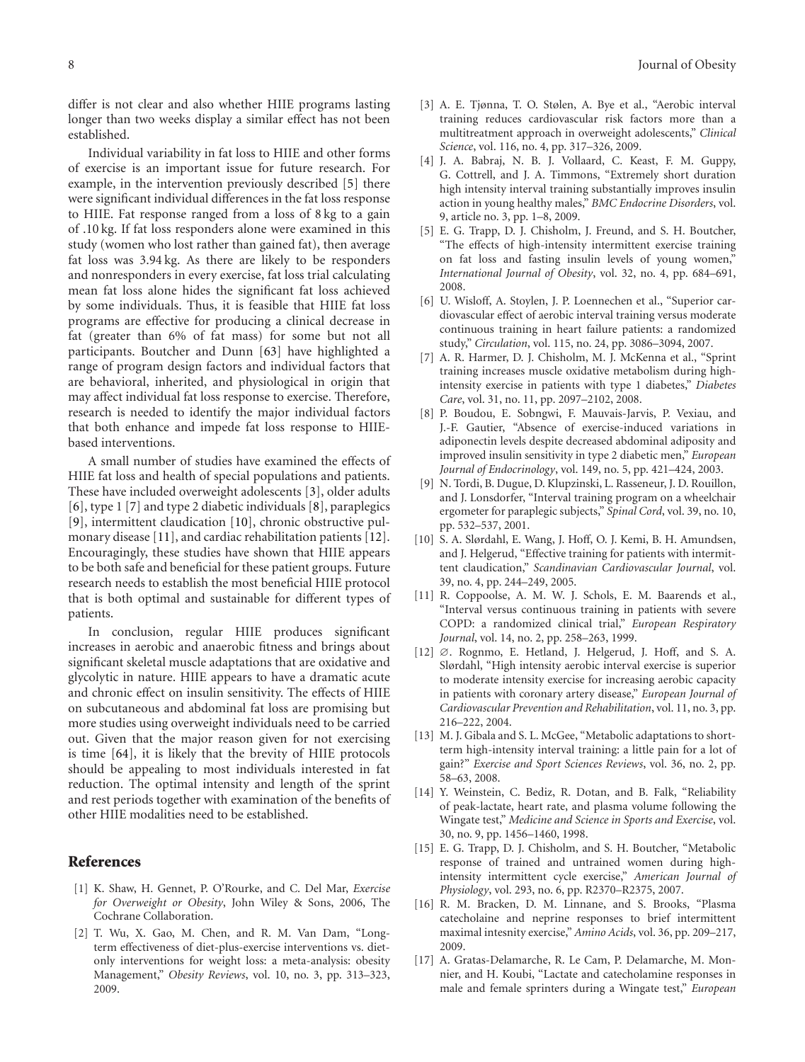differ is not clear and also whether HIIE programs lasting longer than two weeks display a similar effect has not been established.

Individual variability in fat loss to HIIE and other forms of exercise is an important issue for future research. For example, in the intervention previously described [5] there were significant individual differences in the fat loss response to HIIE. Fat response ranged from a loss of 8 kg to a gain of .10 kg. If fat loss responders alone were examined in this study (women who lost rather than gained fat), then average fat loss was 3.94 kg. As there are likely to be responders and nonresponders in every exercise, fat loss trial calculating mean fat loss alone hides the significant fat loss achieved by some individuals. Thus, it is feasible that HIIE fat loss programs are effective for producing a clinical decrease in fat (greater than 6% of fat mass) for some but not all participants. Boutcher and Dunn [63] have highlighted a range of program design factors and individual factors that are behavioral, inherited, and physiological in origin that may affect individual fat loss response to exercise. Therefore, research is needed to identify the major individual factors that both enhance and impede fat loss response to HIIE-based interventions.

A small number of studies have examined the effects of HIIE fat loss and health of special populations and patients. These have included overweight adolescents [3], older adults [6], type 1 [7] and type 2 diabetic individuals [8], paraplegics [9], intermittent claudication [10], chronic obstructive pulmonary disease [11], and cardiac rehabilitation patients [12]. Encouragingly, these studies have shown that HIIE appears to be both safe and beneficial for these patient groups. Future research needs to establish the most beneficial HIIE protocol that is both optimal and sustainable for different types of patients.

In conclusion, regular HIIE produces significant increases in aerobic and anaerobic fitness and brings about significant skeletal muscle adaptations that are oxidative and glycolytic in nature. HIIE appears to have a dramatic acute and chronic effect on insulin sensitivity. The effects of HIIE on subcutaneous and abdominal fat loss are promising but more studies using overweight individuals need to be carried out. Given that the major reason given for not exercising is time [64], it is likely that the brevity of HIIE protocols should be appealing to most individuals interested in fat reduction. The optimal intensity and length of the sprint and rest periods together with examination of the benefits of other HIIE modalities need to be established.

## References

[1] K. Shaw, H. Gennet, P. O'Rourke, and C. Del Mar, *Exercise for Overweight or Obesity*, John Wiley & Sons, 2006, The Cochrane Collaboration.

[2] T. Wu, X. Gao, M. Chen, and R. M. Van Dam, "Long-term effectiveness of diet-plus-exercise interventions vs. diet-only interventions for weight loss: a meta-analysis: obesity Management," *Obesity Reviews*, vol. 10, no. 3, pp. 313–323, 2009.

[3] A. E. Tjønna, T. O. Stølen, A. Bye et al., "Aerobic interval training reduces cardiovascular risk factors more than a multitreatment approach in overweight adolescents," *Clinical Science*, vol. 116, no. 4, pp. 317–326, 2009.

[4] J. A. Babraj, N. B. J. Vollaard, C. Keast, F. M. Guppy, G. Cottrell, and J. A. Timmons, "Extremely short duration high intensity interval training substantially improves insulin action in young healthy males," *BMC Endocrine Disorders*, vol. 9, article no. 3, pp. 1–8, 2009.

[5] E. G. Trapp, D. J. Chisholm, J. Freund, and S. H. Boutcher, "The effects of high-intensity intermittent exercise training on fat loss and fasting insulin levels of young women," *International Journal of Obesity*, vol. 32, no. 4, pp. 684–691, 2008.

[6] U. Wisloff, A. Stoylen, J. P. Loennechen et al., "Superior cardiovascular effect of aerobic interval training versus moderate continuous training in heart failure patients: a randomized study," *Circulation*, vol. 115, no. 24, pp. 3086–3094, 2007.

[7] A. R. Harmer, D. J. Chisholm, M. J. McKenna et al., "Sprint training increases muscle oxidative metabolism during high-intensity exercise in patients with type 1 diabetes," *Diabetes Care*, vol. 31, no. 11, pp. 2097–2102, 2008.

[8] P. Boudou, E. Sobngwi, F. Mauvais-Jarvis, P. Vexiau, and J.-F. Gautier, "Absence of exercise-induced variations in adiponectin levels despite decreased abdominal adiposity and improved insulin sensitivity in type 2 diabetic men," *European Journal of Endocrinology*, vol. 149, no. 5, pp. 421–424, 2003.

[9] N. Tordi, B. Dugue, D. Klupzinski, L. Rasseneur, J. D. Rouillon, and J. Lonsdorfer, "Interval training program on a wheelchair ergometer for paraplegic subjects," *Spinal Cord*, vol. 39, no. 10, pp. 532–537, 2001.

[10] S. A. Slørdahl, E. Wang, J. Hoff, O. J. Kemi, B. H. Amundsen, and J. Helgerud, "Effective training for patients with intermittent claudication," *Scandinavian Cardiovascular Journal*, vol. 39, no. 4, pp. 244–249, 2005.

[11] R. Coppoolse, A. M. W. J. Schols, E. M. Baarends et al., "Interval versus continuous training in patients with severe COPD: a randomized clinical trial," *European Respiratory Journal*, vol. 14, no. 2, pp. 258–263, 1999.

[12] ∅. Rognmo, E. Hetland, J. Helgerud, J. Hoff, and S. A. Slørdahl, "High intensity aerobic interval exercise is superior to moderate intensity exercise for increasing aerobic capacity in patients with coronary artery disease," *European Journal of Cardiovascular Prevention and Rehabilitation*, vol. 11, no. 3, pp. 216–222, 2004.

[13] M. J. Gibala and S. L. McGee, "Metabolic adaptations to short-term high-intensity interval training: a little pain for a lot of gain?" *Exercise and Sport Sciences Reviews*, vol. 36, no. 2, pp. 58–63, 2008.

[14] Y. Weinstein, C. Bediz, R. Dotan, and B. Falk, "Reliability of peak-lactate, heart rate, and plasma volume following the Wingate test," *Medicine and Science in Sports and Exercise*, vol. 30, no. 9, pp. 1456–1460, 1998.

[15] E. G. Trapp, D. J. Chisholm, and S. H. Boutcher, "Metabolic response of trained and untrained women during high-intensity intermittent cycle exercise," *American Journal of Physiology*, vol. 293, no. 6, pp. R2370–R2375, 2007.

[16] R. M. Bracken, D. M. Linnane, and S. Brooks, "Plasma catecholaine and neprine responses to brief intermittent maximal intesnity exercise," *Amino Acids*, vol. 36, pp. 209–217, 2009.

[17] A. Gratas-Delamarche, R. Le Cam, P. Delamarche, M. Monnier, and H. Koubi, "Lactate and catecholamine responses in male and female sprinters during a Wingate test," *European*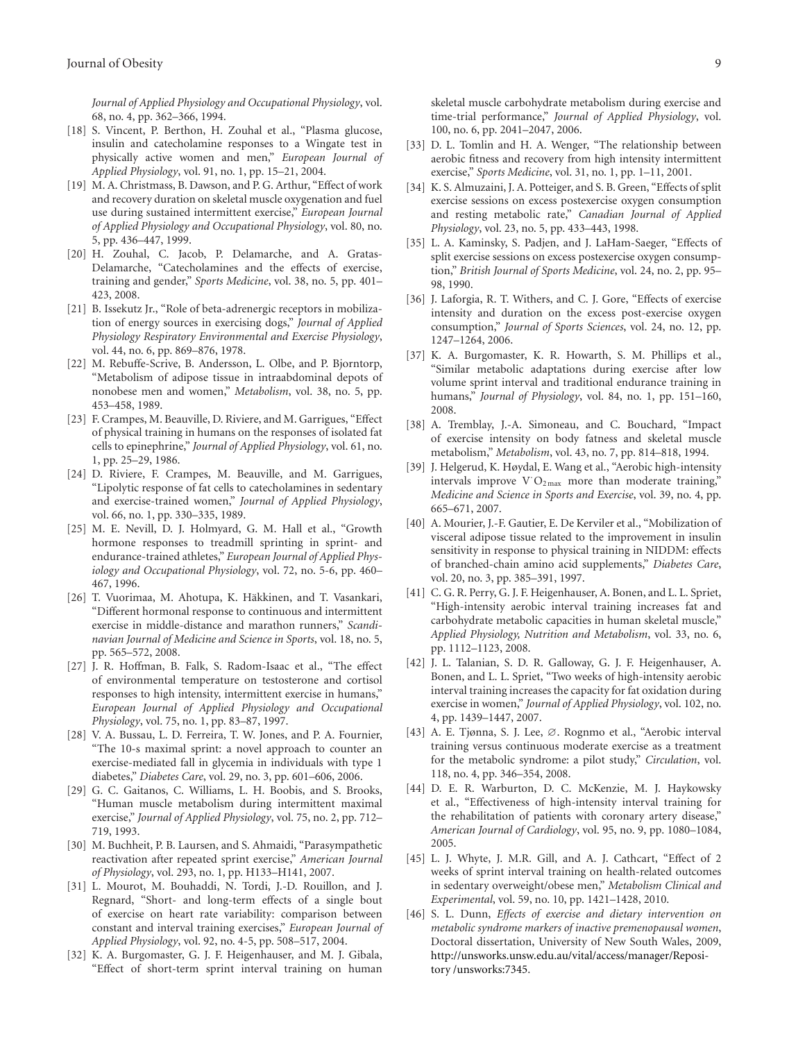*Journal of Applied Physiology and Occupational Physiology*, vol. 68, no. 4, pp. 362–366, 1994.

[18] S. Vincent, P. Berthon, H. Zouhal et al., "Plasma glucose, insulin and catecholamine responses to a Wingate test in physically active women and men," *European Journal of Applied Physiology*, vol. 91, no. 1, pp. 15–21, 2004.

[19] M. A. Christmass, B. Dawson, and P. G. Arthur, "Effect of work and recovery duration on skeletal muscle oxygenation and fuel use during sustained intermittent exercise," *European Journal of Applied Physiology and Occupational Physiology*, vol. 80, no. 5, pp. 436–447, 1999.

[20] H. Zouhal, C. Jacob, P. Delamarche, and A. Gratas-Delamarche, "Catecholamines and the effects of exercise, training and gender," *Sports Medicine*, vol. 38, no. 5, pp. 401–423, 2008.

[21] B. Issekutz Jr., "Role of beta-adrenergic receptors in mobilization of energy sources in exercising dogs," *Journal of Applied Physiology Respiratory Environmental and Exercise Physiology*, vol. 44, no. 6, pp. 869–876, 1978.

[22] M. Rebuffe-Scrive, B. Andersson, L. Olbe, and P. Bjorntorp, "Metabolism of adipose tissue in intraabdominal depots of nonobese men and women," *Metabolism*, vol. 38, no. 5, pp. 453–458, 1989.

[23] F. Crampes, M. Beauville, D. Riviere, and M. Garrigues, "Effect of physical training in humans on the responses of isolated fat cells to epinephrine," *Journal of Applied Physiology*, vol. 61, no. 1, pp. 25–29, 1986.

[24] D. Riviere, F. Crampes, M. Beauville, and M. Garrigues, "Lipolytic response of fat cells to catecholamines in sedentary and exercise-trained women," *Journal of Applied Physiology*, vol. 66, no. 1, pp. 330–335, 1989.

[25] M. E. Nevill, D. J. Holmyard, G. M. Hall et al., "Growth hormone responses to treadmill sprinting in sprint- and endurance-trained athletes," *European Journal of Applied Physiology and Occupational Physiology*, vol. 72, no. 5-6, pp. 460–467, 1996.

[26] T. Vuorimaa, M. Ahotupa, K. Häkkinen, and T. Vasankari, "Different hormonal response to continuous and intermittent exercise in middle-distance and marathon runners," *Scandinavian Journal of Medicine and Science in Sports*, vol. 18, no. 5, pp. 565–572, 2008.

[27] J. R. Hoffman, B. Falk, S. Radom-Isaac et al., "The effect of environmental temperature on testosterone and cortisol responses to high intensity, intermittent exercise in humans," *European Journal of Applied Physiology and Occupational Physiology*, vol. 75, no. 1, pp. 83–87, 1997.

[28] V. A. Bussau, L. D. Ferreira, T. W. Jones, and P. A. Fournier, "The 10-s maximal sprint: a novel approach to counter an exercise-mediated fall in glycemia in individuals with type 1 diabetes," *Diabetes Care*, vol. 29, no. 3, pp. 601–606, 2006.

[29] G. C. Gaitanos, C. Williams, L. H. Boobis, and S. Brooks, "Human muscle metabolism during intermittent maximal exercise," *Journal of Applied Physiology*, vol. 75, no. 2, pp. 712–719, 1993.

[30] M. Buchheit, P. B. Laursen, and S. Ahmaidi, "Parasympathetic reactivation after repeated sprint exercise," *American Journal of Physiology*, vol. 293, no. 1, pp. H133–H141, 2007.

[31] L. Mourot, M. Bouhaddi, N. Tordi, J.-D. Rouillon, and J. Regnard, "Short- and long-term effects of a single bout of exercise on heart rate variability: comparison between constant and interval training exercises," *European Journal of Applied Physiology*, vol. 92, no. 4-5, pp. 508–517, 2004.

[32] K. A. Burgomaster, G. J. F. Heigenhauser, and M. J. Gibala, "Effect of short-term sprint interval training on human skeletal muscle carbohydrate metabolism during exercise and time-trial performance," *Journal of Applied Physiology*, vol. 100, no. 6, pp. 2041–2047, 2006.

[33] D. L. Tomlin and H. A. Wenger, "The relationship between aerobic fitness and recovery from high intensity intermittent exercise," *Sports Medicine*, vol. 31, no. 1, pp. 1–11, 2001.

[34] K. S. Almuzaini, J. A. Potteiger, and S. B. Green, "Effects of split exercise sessions on excess postexercise oxygen consumption and resting metabolic rate," *Canadian Journal of Applied Physiology*, vol. 23, no. 5, pp. 433–443, 1998.

[35] L. A. Kaminsky, S. Padjen, and J. LaHam-Saeger, "Effects of split exercise sessions on excess postexercise oxygen consumption," *British Journal of Sports Medicine*, vol. 24, no. 2, pp. 95–98, 1990.

[36] J. Laforgia, R. T. Withers, and C. J. Gore, "Effects of exercise intensity and duration on the excess post-exercise oxygen consumption," *Journal of Sports Sciences*, vol. 24, no. 12, pp. 1247–1264, 2006.

[37] K. A. Burgomaster, K. R. Howarth, S. M. Phillips et al., "Similar metabolic adaptations during exercise after low volume sprint interval and traditional endurance training in humans," *Journal of Physiology*, vol. 84, no. 1, pp. 151–160, 2008.

[38] A. Tremblay, J.-A. Simoneau, and C. Bouchard, "Impact of exercise intensity on body fatness and skeletal muscle metabolism," *Metabolism*, vol. 43, no. 7, pp. 814–818, 1994.

[39] J. Helgerud, K. Høydal, E. Wang et al., "Aerobic high-intensity intervals improve $\dot{V}O_{2\,max}$ more than moderate training," *Medicine and Science in Sports and Exercise*, vol. 39, no. 4, pp. 665–671, 2007.

[40] A. Mourier, J.-F. Gautier, E. De Kerviler et al., "Mobilization of visceral adipose tissue related to the improvement in insulin sensitivity in response to physical training in NIDDM: effects of branched-chain amino acid supplements," *Diabetes Care*, vol. 20, no. 3, pp. 385–391, 1997.

[41] C. G. R. Perry, G. J. F. Heigenhauser, A. Bonen, and L. L. Spriet, "High-intensity aerobic interval training increases fat and carbohydrate metabolic capacities in human skeletal muscle," *Applied Physiology, Nutrition and Metabolism*, vol. 33, no. 6, pp. 1112–1123, 2008.

[42] J. L. Talanian, S. D. R. Galloway, G. J. F. Heigenhauser, A. Bonen, and L. L. Spriet, "Two weeks of high-intensity aerobic interval training increases the capacity for fat oxidation during exercise in women," *Journal of Applied Physiology*, vol. 102, no. 4, pp. 1439–1447, 2007.

[43] A. E. Tjønna, S. J. Lee, Ø. Rognmo et al., "Aerobic interval training versus continuous moderate exercise as a treatment for the metabolic syndrome: a pilot study," *Circulation*, vol. 118, no. 4, pp. 346–354, 2008.

[44] D. E. R. Warburton, D. C. McKenzie, M. J. Haykowsky et al., "Effectiveness of high-intensity interval training for the rehabilitation of patients with coronary artery disease," *American Journal of Cardiology*, vol. 95, no. 9, pp. 1080–1084, 2005.

[45] L. J. Whyte, J. M.R. Gill, and A. J. Cathcart, "Effect of 2 weeks of sprint interval training on health-related outcomes in sedentary overweight/obese men," *Metabolism Clinical and Experimental*, vol. 59, no. 10, pp. 1421–1428, 2010.

[46] S. L. Dunn, *Effects of exercise and dietary intervention on metabolic syndrome markers of inactive premenopausal women*, Doctoral dissertation, University of New South Wales, 2009, http://unsworks.unsw.edu.au/vital/access/manager/Repository /unsworks:7345.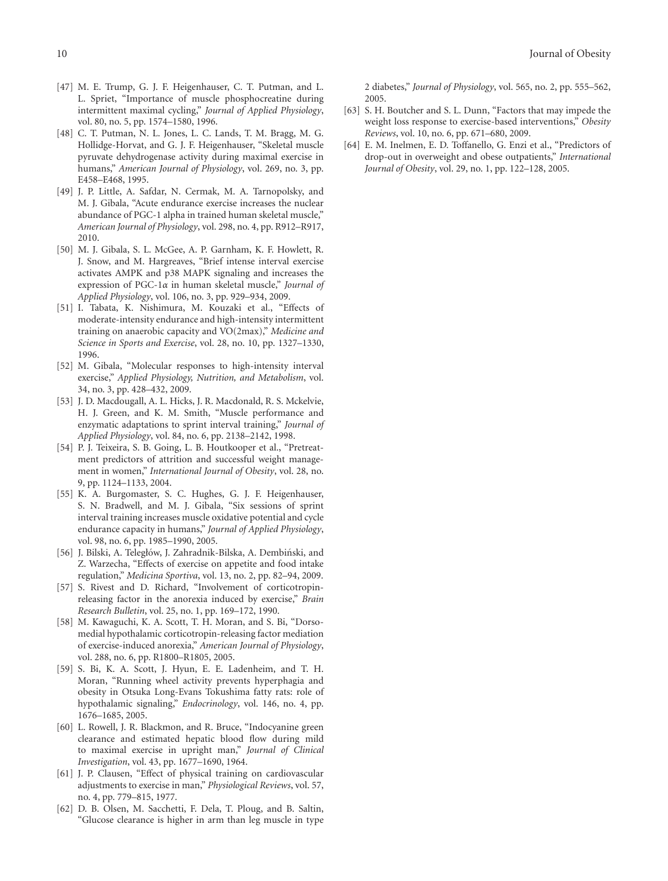[47] M. E. Trump, G. J. F. Heigenhauser, C. T. Putman, and L. L. Spriet, "Importance of muscle phosphocreatine during intermittent maximal cycling," *Journal of Applied Physiology*, vol. 80, no. 5, pp. 1574–1580, 1996.

[48] C. T. Putman, N. L. Jones, L. C. Lands, T. M. Bragg, M. G. Hollidge-Horvat, and G. J. F. Heigenhauser, "Skeletal muscle pyruvate dehydrogenase activity during maximal exercise in humans," *American Journal of Physiology*, vol. 269, no. 3, pp. E458–E468, 1995.

[49] J. P. Little, A. Safdar, N. Cermak, M. A. Tarnopolsky, and M. J. Gibala, "Acute endurance exercise increases the nuclear abundance of PGC-1 alpha in trained human skeletal muscle," *American Journal of Physiology*, vol. 298, no. 4, pp. R912–R917, 2010.

[50] M. J. Gibala, S. L. McGee, A. P. Garnham, K. F. Howlett, R. J. Snow, and M. Hargreaves, "Brief intense interval exercise activates AMPK and p38 MAPK signaling and increases the expression of PGC-1$\alpha$ in human skeletal muscle," *Journal of Applied Physiology*, vol. 106, no. 3, pp. 929–934, 2009.

[51] I. Tabata, K. Nishimura, M. Kouzaki et al., "Effects of moderate-intensity endurance and high-intensity intermittent training on anaerobic capacity and VO(2max)," *Medicine and Science in Sports and Exercise*, vol. 28, no. 10, pp. 1327–1330, 1996.

[52] M. Gibala, "Molecular responses to high-intensity interval exercise," *Applied Physiology, Nutrition, and Metabolism*, vol. 34, no. 3, pp. 428–432, 2009.

[53] J. D. Macdougall, A. L. Hicks, J. R. Macdonald, R. S. Mckelvie, H. J. Green, and K. M. Smith, "Muscle performance and enzymatic adaptations to sprint interval training," *Journal of Applied Physiology*, vol. 84, no. 6, pp. 2138–2142, 1998.

[54] P. J. Teixeira, S. B. Going, L. B. Houtkooper et al., "Pretreatment predictors of attrition and successful weight management in women," *International Journal of Obesity*, vol. 28, no. 9, pp. 1124–1133, 2004.

[55] K. A. Burgomaster, S. C. Hughes, G. J. F. Heigenhauser, S. N. Bradwell, and M. J. Gibala, "Six sessions of sprint interval training increases muscle oxidative potential and cycle endurance capacity in humans," *Journal of Applied Physiology*, vol. 98, no. 6, pp. 1985–1990, 2005.

[56] J. Bilski, A. Teległów, J. Zahradnik-Bilska, A. Dembiński, and Z. Warzecha, "Effects of exercise on appetite and food intake regulation," *Medicina Sportiva*, vol. 13, no. 2, pp. 82–94, 2009.

[57] S. Rivest and D. Richard, "Involvement of corticotropin-releasing factor in the anorexia induced by exercise," *Brain Research Bulletin*, vol. 25, no. 1, pp. 169–172, 1990.

[58] M. Kawaguchi, K. A. Scott, T. H. Moran, and S. Bi, "Dorsomedial hypothalamic corticotropin-releasing factor mediation of exercise-induced anorexia," *American Journal of Physiology*, vol. 288, no. 6, pp. R1800–R1805, 2005.

[59] S. Bi, K. A. Scott, J. Hyun, E. E. Ladenheim, and T. H. Moran, "Running wheel activity prevents hyperphagia and obesity in Otsuka Long-Evans Tokushima fatty rats: role of hypothalamic signaling," *Endocrinology*, vol. 146, no. 4, pp. 1676–1685, 2005.

[60] L. Rowell, J. R. Blackmon, and R. Bruce, "Indocyanine green clearance and estimated hepatic blood flow during mild to maximal exercise in upright man," *Journal of Clinical Investigation*, vol. 43, pp. 1677–1690, 1964.

[61] J. P. Clausen, "Effect of physical training on cardiovascular adjustments to exercise in man," *Physiological Reviews*, vol. 57, no. 4, pp. 779–815, 1977.

[62] D. B. Olsen, M. Sacchetti, F. Dela, T. Ploug, and B. Saltin, "Glucose clearance is higher in arm than leg muscle in type 2 diabetes," *Journal of Physiology*, vol. 565, no. 2, pp. 555–562, 2005.

[63] S. H. Boutcher and S. L. Dunn, "Factors that may impede the weight loss response to exercise-based interventions," *Obesity Reviews*, vol. 10, no. 6, pp. 671–680, 2009.

[64] E. M. Inelmen, E. D. Toffanello, G. Enzi et al., "Predictors of drop-out in overweight and obese outpatients," *International Journal of Obesity*, vol. 29, no. 1, pp. 122–128, 2005.